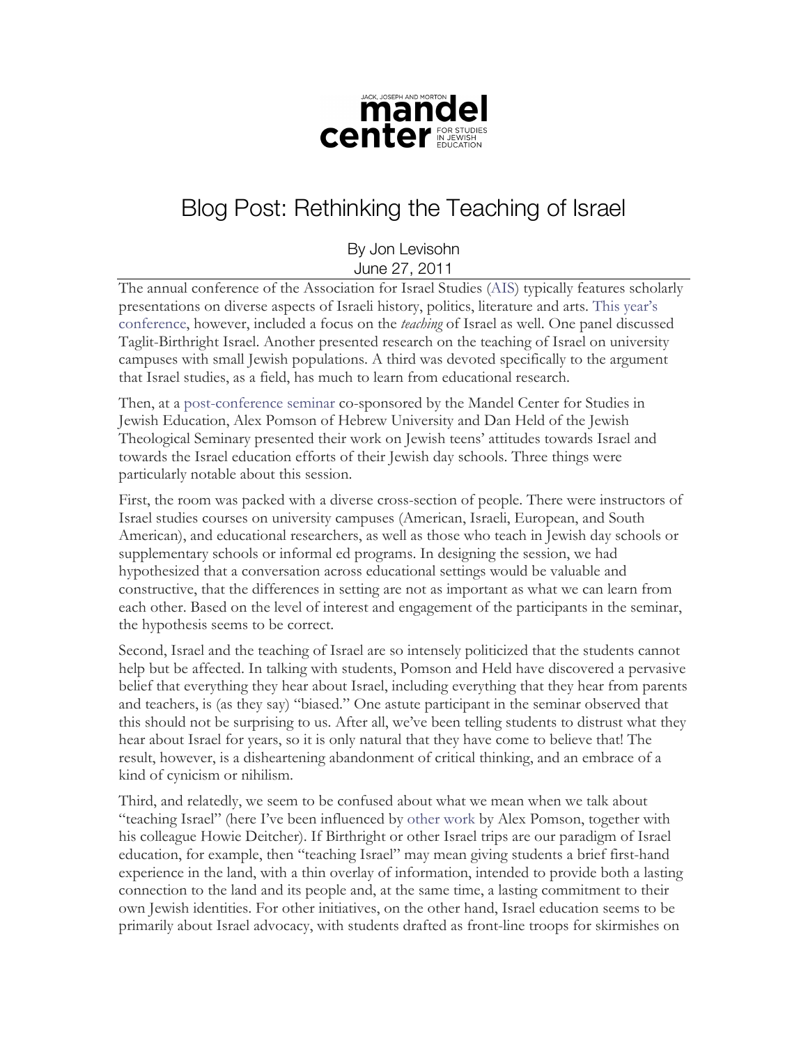Jack, Joseph and Morton **mandel center** for Studies in Jewish Education

# Blog Post: Rethinking the Teaching of Israel

By Jon Levisohn
June 27, 2011

The annual conference of the Association for Israel Studies (AIS) typically features scholarly presentations on diverse aspects of Israeli history, politics, literature and arts. This year's conference, however, included a focus on the *teaching* of Israel as well. One panel discussed Taglit-Birthright Israel. Another presented research on the teaching of Israel on university campuses with small Jewish populations. A third was devoted specifically to the argument that Israel studies, as a field, has much to learn from educational research.

Then, at a post-conference seminar co-sponsored by the Mandel Center for Studies in Jewish Education, Alex Pomson of Hebrew University and Dan Held of the Jewish Theological Seminary presented their work on Jewish teens' attitudes towards Israel and towards the Israel education efforts of their Jewish day schools. Three things were particularly notable about this session.

First, the room was packed with a diverse cross-section of people. There were instructors of Israel studies courses on university campuses (American, Israeli, European, and South American), and educational researchers, as well as those who teach in Jewish day schools or supplementary schools or informal ed programs. In designing the session, we had hypothesized that a conversation across educational settings would be valuable and constructive, that the differences in setting are not as important as what we can learn from each other. Based on the level of interest and engagement of the participants in the seminar, the hypothesis seems to be correct.

Second, Israel and the teaching of Israel are so intensely politicized that the students cannot help but be affected. In talking with students, Pomson and Held have discovered a pervasive belief that everything they hear about Israel, including everything that they hear from parents and teachers, is (as they say) "biased." One astute participant in the seminar observed that this should not be surprising to us. After all, we've been telling students to distrust what they hear about Israel for years, so it is only natural that they have come to believe that! The result, however, is a disheartening abandonment of critical thinking, and an embrace of a kind of cynicism or nihilism.

Third, and relatedly, we seem to be confused about what we mean when we talk about "teaching Israel" (here I've been influenced by other work by Alex Pomson, together with his colleague Howie Deitcher). If Birthright or other Israel trips are our paradigm of Israel education, for example, then "teaching Israel" may mean giving students a brief first-hand experience in the land, with a thin overlay of information, intended to provide both a lasting connection to the land and its people and, at the same time, a lasting commitment to their own Jewish identities. For other initiatives, on the other hand, Israel education seems to be primarily about Israel advocacy, with students drafted as front-line troops for skirmishes on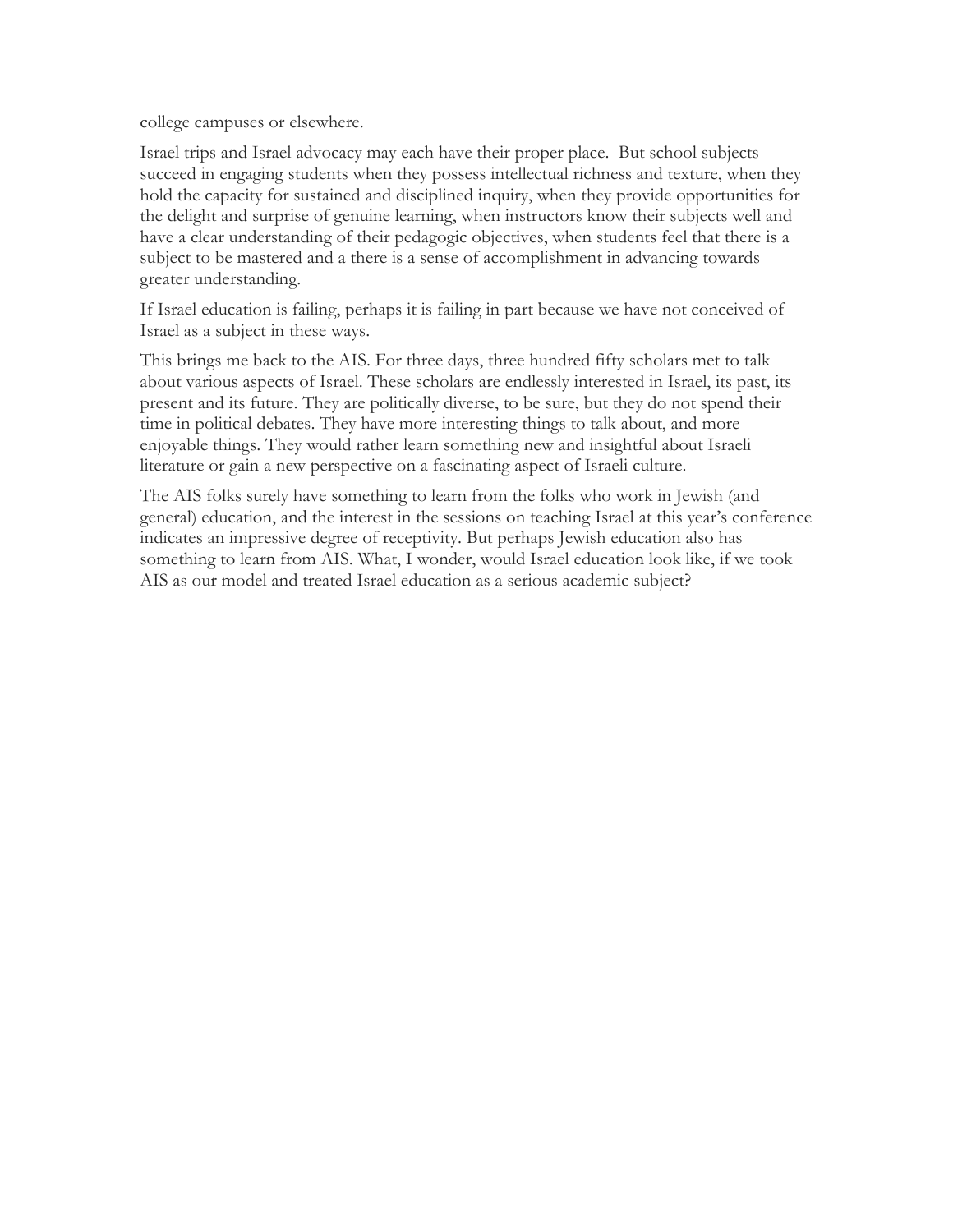college campuses or elsewhere.

Israel trips and Israel advocacy may each have their proper place. But school subjects succeed in engaging students when they possess intellectual richness and texture, when they hold the capacity for sustained and disciplined inquiry, when they provide opportunities for the delight and surprise of genuine learning, when instructors know their subjects well and have a clear understanding of their pedagogic objectives, when students feel that there is a subject to be mastered and a there is a sense of accomplishment in advancing towards greater understanding.

If Israel education is failing, perhaps it is failing in part because we have not conceived of Israel as a subject in these ways.

This brings me back to the AIS. For three days, three hundred fifty scholars met to talk about various aspects of Israel. These scholars are endlessly interested in Israel, its past, its present and its future. They are politically diverse, to be sure, but they do not spend their time in political debates. They have more interesting things to talk about, and more enjoyable things. They would rather learn something new and insightful about Israeli literature or gain a new perspective on a fascinating aspect of Israeli culture.

The AIS folks surely have something to learn from the folks who work in Jewish (and general) education, and the interest in the sessions on teaching Israel at this year's conference indicates an impressive degree of receptivity. But perhaps Jewish education also has something to learn from AIS. What, I wonder, would Israel education look like, if we took AIS as our model and treated Israel education as a serious academic subject?